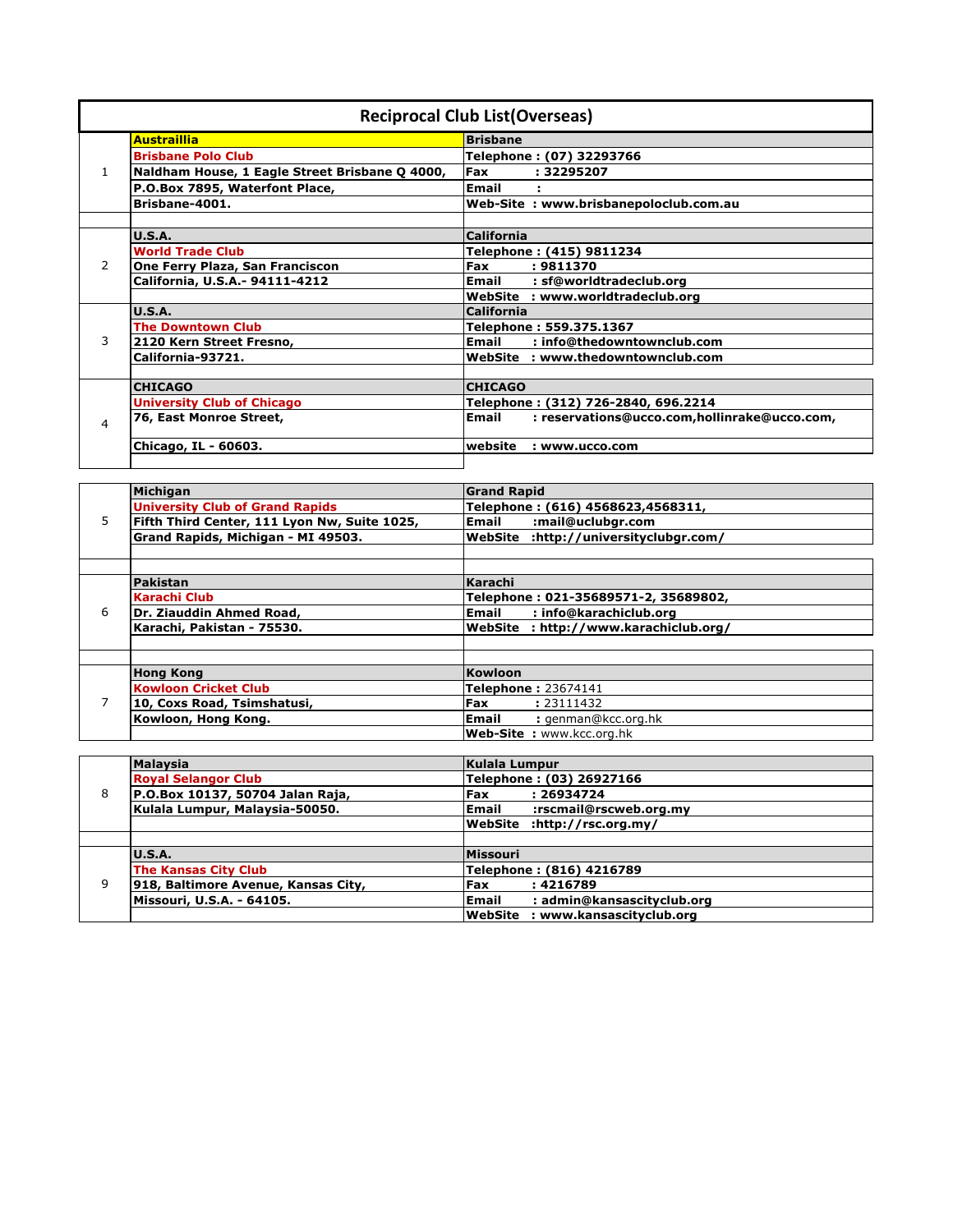# Reciprocal Club List(Overseas)

| No. | Club / Address | Contact |
|---|---|---|
| 1 | **Austraillia** | **Brisbane** |
| | **Brisbane Polo Club** | **Telephone : (07) 32293766** |
| | **Naldham House, 1 Eagle Street Brisbane Q 4000,** | **Fax : 32295207** |
| | **P.O.Box 7895, Waterfont Place,** | **Email :** |
| | **Brisbane-4001.** | **Web-Site : www.brisbanepoloclub.com.au** |
| 2 | **U.S.A.** | **California** |
| | **World Trade Club** | **Telephone : (415) 9811234** |
| | **One Ferry Plaza, San Franciscon** | **Fax : 9811370** |
| | **California, U.S.A.- 94111-4212** | **Email : sf@worldtradeclub.org** |
| | | **WebSite : www.worldtradeclub.org** |
| 3 | **U.S.A.** | **California** |
| | **The Downtown Club** | **Telephone : 559.375.1367** |
| | **2120 Kern Street Fresno,** | **Email : info@thedowntownclub.com** |
| | **California-93721.** | **WebSite : www.thedowntownclub.com** |
| 4 | **CHICAGO** | **CHICAGO** |
| | **University Club of Chicago** | **Telephone : (312) 726-2840, 696.2214** |
| | **76, East Monroe Street,** | **Email : reservations@ucco.com,hollinrake@ucco.com,** |
| | **Chicago, IL - 60603.** | **website : www.ucco.com** |
| 5 | **Michigan** | **Grand Rapid** |
| | **University Club of Grand Rapids** | **Telephone : (616) 4568623,4568311,** |
| | **Fifth Third Center, 111 Lyon Nw, Suite 1025,** | **Email :mail@uclubgr.com** |
| | **Grand Rapids, Michigan - MI 49503.** | **WebSite :http://universityclubgr.com/** |
| 6 | **Pakistan** | **Karachi** |
| | **Karachi Club** | **Telephone : 021-35689571-2, 35689802,** |
| | **Dr. Ziauddin Ahmed Road,** | **Email : info@karachiclub.org** |
| | **Karachi, Pakistan - 75530.** | **WebSite : http://www.karachiclub.org/** |
| 7 | **Hong Kong** | **Kowloon** |
| | **Kowloon Cricket Club** | **Telephone :** 23674141 |
| | **10, Coxs Road, Tsimshatusi,** | **Fax :** 23111432 |
| | **Kowloon, Hong Kong.** | **Email :** genman@kcc.org.hk |
| | | **Web-Site :** www.kcc.org.hk |
| 8 | **Malaysia** | **Kulala Lumpur** |
| | **Royal Selangor Club** | **Telephone : (03) 26927166** |
| | **P.O.Box 10137, 50704 Jalan Raja,** | **Fax : 26934724** |
| | **Kulala Lumpur, Malaysia-50050.** | **Email :rscmail@rscweb.org.my** |
| | | **WebSite :http://rsc.org.my/** |
| 9 | **U.S.A.** | **Missouri** |
| | **The Kansas City Club** | **Telephone : (816) 4216789** |
| | **918, Baltimore Avenue, Kansas City,** | **Fax : 4216789** |
| | **Missouri, U.S.A. - 64105.** | **Email : admin@kansascityclub.org** |
| | | **WebSite : www.kansascityclub.org** |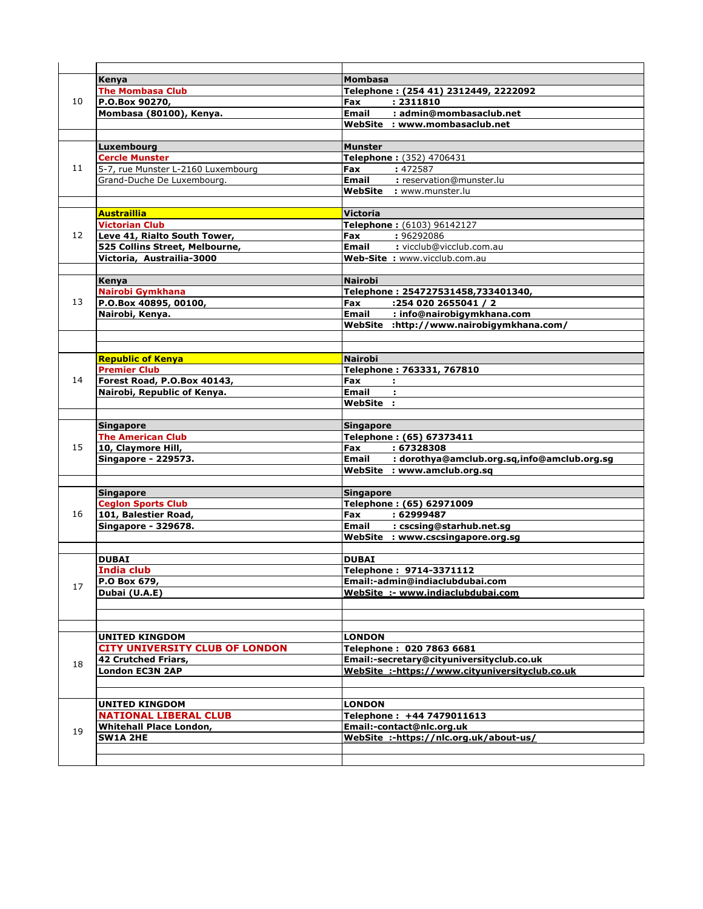| | | |
|---|---|---|
| 10 | **Kenya**<br>**The Mombasa Club**<br>**P.O.Box 90270,**<br>**Mombasa (80100), Kenya.** | **Mombasa**<br>**Telephone : (254 41) 2312449, 2222092**<br>**Fax : 2311810**<br>**Email : admin@mombasaclub.net**<br>**WebSite : www.mombasaclub.net** |
| 11 | **Luxembourg**<br>**Cercle Munster**<br>5-7, rue Munster L-2160 Luxembourg<br>Grand-Duche De Luxembourg. | **Munster**<br>**Telephone :** (352) 4706431<br>**Fax :** 472587<br>**Email :** reservation@munster.lu<br>**WebSite :** www.munster.lu |
| 12 | **Austraillia**<br>**Victorian Club**<br>**Leve 41, Rialto South Tower,**<br>**525 Collins Street, Melbourne,**<br>**Victoria, Austrailia-3000** | **Victoria**<br>**Telephone :** (6103) 96142127<br>**Fax :** 96292086<br>**Email :** vicclub@vicclub.com.au<br>**Web-Site :** www.vicclub.com.au |
| 13 | **Kenya**<br>**Nairobi Gymkhana**<br>**P.O.Box 40895, 00100,**<br>**Nairobi, Kenya.** | **Nairobi**<br>**Telephone : 254727531458,733401340,**<br>**Fax :254 020 2655041 / 2**<br>**Email : info@nairobigymkhana.com**<br>**WebSite :http://www.nairobigymkhana.com/** |
| 14 | **Republic of Kenya**<br>**Premier Club**<br>**Forest Road, P.O.Box 40143,**<br>**Nairobi, Republic of Kenya.** | **Nairobi**<br>**Telephone : 763331, 767810**<br>**Fax :**<br>**Email :**<br>**WebSite :** |
| 15 | **Singapore**<br>**The American Club**<br>**10, Claymore Hill,**<br>**Singapore - 229573.** | **Singapore**<br>**Telephone : (65) 67373411**<br>**Fax : 67328308**<br>**Email : dorothya@amclub.org.sq,info@amclub.org.sg**<br>**WebSite : www.amclub.org.sq** |
| 16 | **Singapore**<br>**Ceglon Sports Club**<br>**101, Balestier Road,**<br>**Singapore - 329678.** | **Singapore**<br>**Telephone : (65) 62971009**<br>**Fax : 62999487**<br>**Email : cscsing@starhub.net.sg**<br>**WebSite : www.cscsingapore.org.sg** |
| 17 | **DUBAI**<br>**India club**<br>**P.O Box 679,**<br>**Dubai (U.A.E)** | **DUBAI**<br>**Telephone : 9714-3371112**<br>**Email:-admin@indiaclubdubai.com**<br>**WebSite :- www.indiaclubdubai.com** |
| 18 | **UNITED KINGDOM**<br>**CITY UNIVERSITY CLUB OF LONDON**<br>**42 Crutched Friars,**<br>**London EC3N 2AP** | **LONDON**<br>**Telephone : 020 7863 6681**<br>**Email:-secretary@cityuniversityclub.co.uk**<br>**WebSite :-https://www.cityuniversityclub.co.uk** |
| 19 | **UNITED KINGDOM**<br>**NATIONAL LIBERAL CLUB**<br>**Whitehall Place London,**<br>**SW1A 2HE** | **LONDON**<br>**Telephone : +44 7479011613**<br>**Email:-contact@nlc.org.uk**<br>**WebSite :-https://nlc.org.uk/about-us/** |